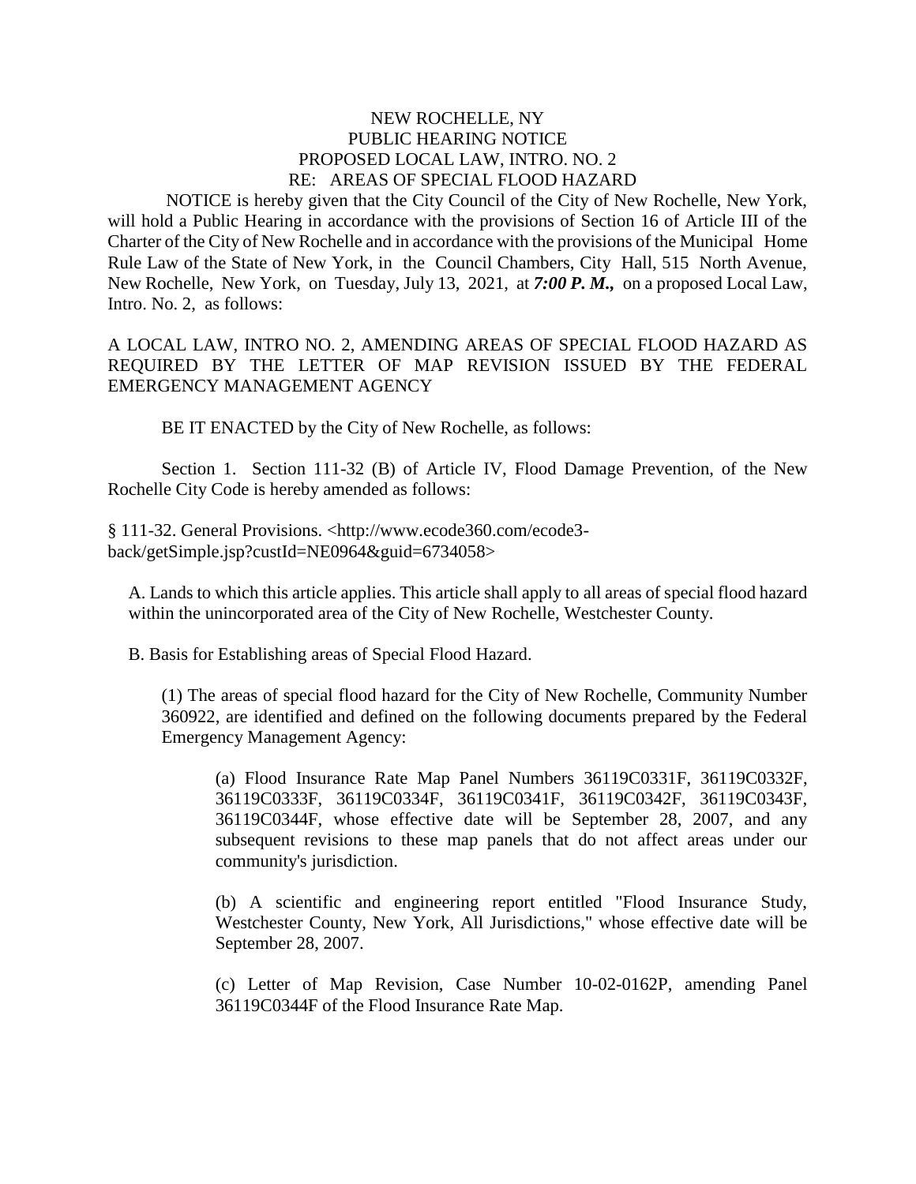NEW ROCHELLE, NY
PUBLIC HEARING NOTICE
PROPOSED LOCAL LAW, INTRO. NO. 2
RE: AREAS OF SPECIAL FLOOD HAZARD

NOTICE is hereby given that the City Council of the City of New Rochelle, New York, will hold a Public Hearing in accordance with the provisions of Section 16 of Article III of the Charter of the City of New Rochelle and in accordance with the provisions of the Municipal Home Rule Law of the State of New York, in the Council Chambers, City Hall, 515 North Avenue, New Rochelle, New York, on Tuesday, July 13, 2021, at ***7:00 P. M.,*** on a proposed Local Law, Intro. No. 2, as follows:

A LOCAL LAW, INTRO NO. 2, AMENDING AREAS OF SPECIAL FLOOD HAZARD AS REQUIRED BY THE LETTER OF MAP REVISION ISSUED BY THE FEDERAL EMERGENCY MANAGEMENT AGENCY

BE IT ENACTED by the City of New Rochelle, as follows:

Section 1. Section 111-32 (B) of Article IV, Flood Damage Prevention, of the New Rochelle City Code is hereby amended as follows:

§ 111-32. General Provisions. <http://www.ecode360.com/ecode3-back/getSimple.jsp?custId=NE0964&guid=6734058>

A. Lands to which this article applies. This article shall apply to all areas of special flood hazard within the unincorporated area of the City of New Rochelle, Westchester County.

B. Basis for Establishing areas of Special Flood Hazard.

(1) The areas of special flood hazard for the City of New Rochelle, Community Number 360922, are identified and defined on the following documents prepared by the Federal Emergency Management Agency:

(a) Flood Insurance Rate Map Panel Numbers 36119C0331F, 36119C0332F, 36119C0333F, 36119C0334F, 36119C0341F, 36119C0342F, 36119C0343F, 36119C0344F, whose effective date will be September 28, 2007, and any subsequent revisions to these map panels that do not affect areas under our community's jurisdiction.

(b) A scientific and engineering report entitled "Flood Insurance Study, Westchester County, New York, All Jurisdictions," whose effective date will be September 28, 2007.

(c) Letter of Map Revision, Case Number 10-02-0162P, amending Panel 36119C0344F of the Flood Insurance Rate Map.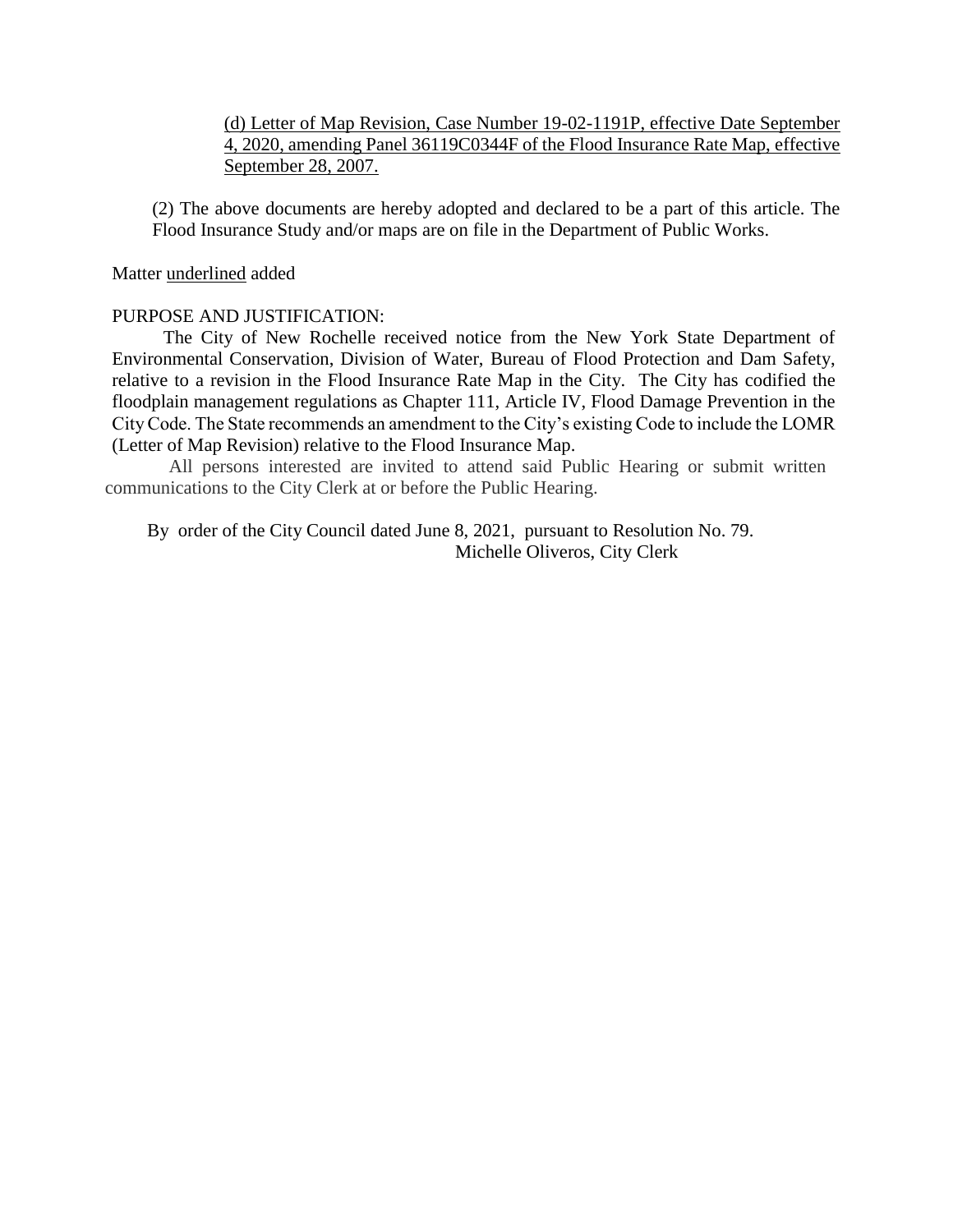(d) Letter of Map Revision, Case Number 19-02-1191P, effective Date September 4, 2020, amending Panel 36119C0344F of the Flood Insurance Rate Map, effective September 28, 2007.

(2) The above documents are hereby adopted and declared to be a part of this article. The Flood Insurance Study and/or maps are on file in the Department of Public Works.

Matter underlined added

PURPOSE AND JUSTIFICATION:

The City of New Rochelle received notice from the New York State Department of Environmental Conservation, Division of Water, Bureau of Flood Protection and Dam Safety, relative to a revision in the Flood Insurance Rate Map in the City. The City has codified the floodplain management regulations as Chapter 111, Article IV, Flood Damage Prevention in the City Code. The State recommends an amendment to the City's existing Code to include the LOMR (Letter of Map Revision) relative to the Flood Insurance Map.

All persons interested are invited to attend said Public Hearing or submit written communications to the City Clerk at or before the Public Hearing.

By order of the City Council dated June 8, 2021, pursuant to Resolution No. 79.

Michelle Oliveros, City Clerk